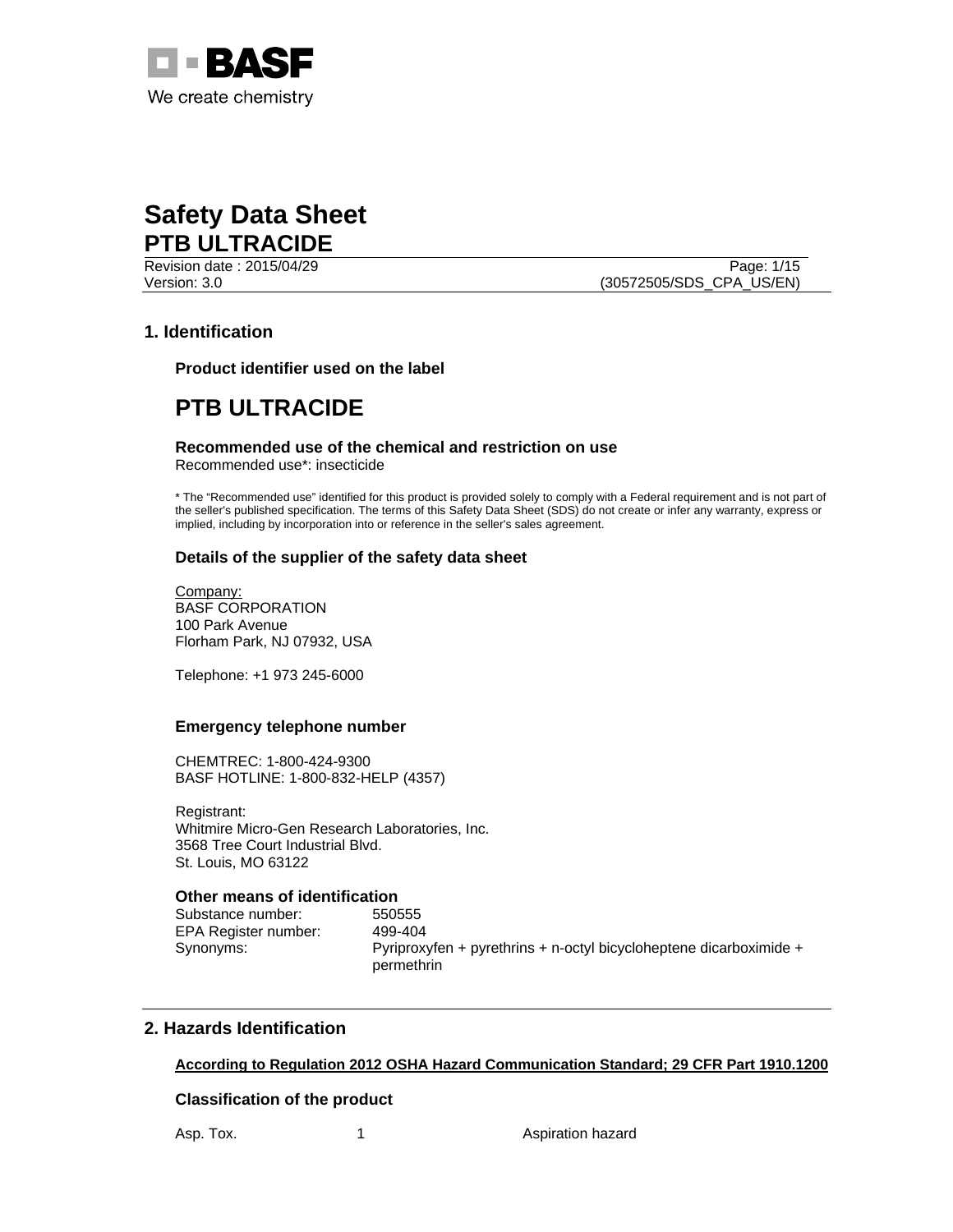BASF

We create chemistry

# Safety Data Sheet
## PTB ULTRACIDE

Revision date : 2015/04/29
Version: 3.0 (30572505/SDS_CPA_US/EN)

## 1. Identification

### Product identifier used on the label

# PTB ULTRACIDE

### Recommended use of the chemical and restriction on use

Recommended use*: insecticide

* The “Recommended use” identified for this product is provided solely to comply with a Federal requirement and is not part of the seller's published specification. The terms of this Safety Data Sheet (SDS) do not create or infer any warranty, express or implied, including by incorporation into or reference in the seller's sales agreement.

### Details of the supplier of the safety data sheet

Company:
BASF CORPORATION
100 Park Avenue
Florham Park, NJ 07932, USA

Telephone: +1 973 245-6000

### Emergency telephone number

CHEMTREC: 1-800-424-9300
BASF HOTLINE: 1-800-832-HELP (4357)

Registrant:
Whitmire Micro-Gen Research Laboratories, Inc.
3568 Tree Court Industrial Blvd.
St. Louis, MO 63122

### Other means of identification

| | |
|---|---|
| Substance number: | 550555 |
| EPA Register number: | 499-404 |
| Synonyms: | Pyriproxyfen + pyrethrins + n-octyl bicycloheptene dicarboximide + permethrin |

## 2. Hazards Identification

**According to Regulation 2012 OSHA Hazard Communication Standard; 29 CFR Part 1910.1200**

### Classification of the product

| | | |
|---|---|---|
| Asp. Tox. | 1 | Aspiration hazard |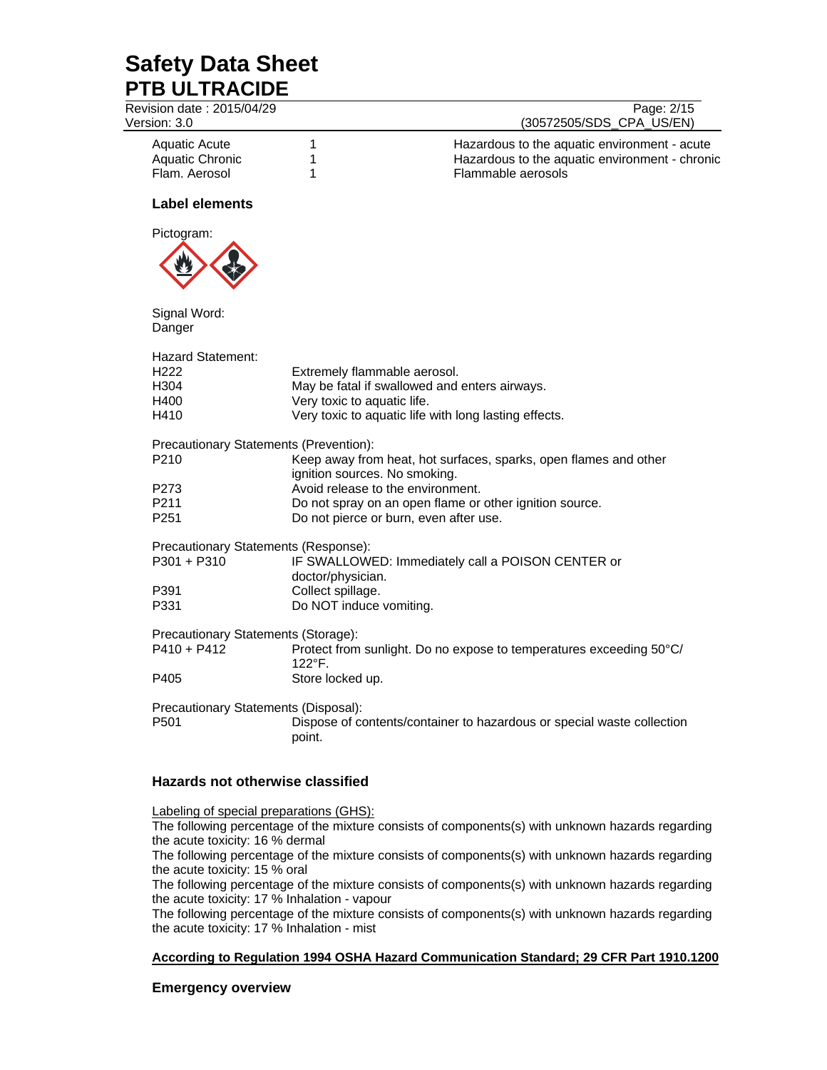| | | |
|---|---|---|
| Aquatic Acute | 1 | Hazardous to the aquatic environment - acute |
| Aquatic Chronic | 1 | Hazardous to the aquatic environment - chronic |
| Flam. Aerosol | 1 | Flammable aerosols |

### Label elements

Pictogram:

Signal Word:
Danger

Hazard Statement:

| | |
|---|---|
| H222 | Extremely flammable aerosol. |
| H304 | May be fatal if swallowed and enters airways. |
| H400 | Very toxic to aquatic life. |
| H410 | Very toxic to aquatic life with long lasting effects. |

Precautionary Statements (Prevention):

| | |
|---|---|
| P210 | Keep away from heat, hot surfaces, sparks, open flames and other ignition sources. No smoking. |
| P273 | Avoid release to the environment. |
| P211 | Do not spray on an open flame or other ignition source. |
| P251 | Do not pierce or burn, even after use. |

Precautionary Statements (Response):

| | |
|---|---|
| P301 + P310 | IF SWALLOWED: Immediately call a POISON CENTER or doctor/physician. |
| P391 | Collect spillage. |
| P331 | Do NOT induce vomiting. |

Precautionary Statements (Storage):

| | |
|---|---|
| P410 + P412 | Protect from sunlight. Do no expose to temperatures exceeding 50°C/ 122°F. |
| P405 | Store locked up. |

Precautionary Statements (Disposal):

| | |
|---|---|
| P501 | Dispose of contents/container to hazardous or special waste collection point. |

### Hazards not otherwise classified

Labeling of special preparations (GHS):
The following percentage of the mixture consists of components(s) with unknown hazards regarding the acute toxicity: 16 % dermal
The following percentage of the mixture consists of components(s) with unknown hazards regarding the acute toxicity: 15 % oral
The following percentage of the mixture consists of components(s) with unknown hazards regarding the acute toxicity: 17 % Inhalation - vapour
The following percentage of the mixture consists of components(s) with unknown hazards regarding the acute toxicity: 17 % Inhalation - mist

**According to Regulation 1994 OSHA Hazard Communication Standard; 29 CFR Part 1910.1200**

### Emergency overview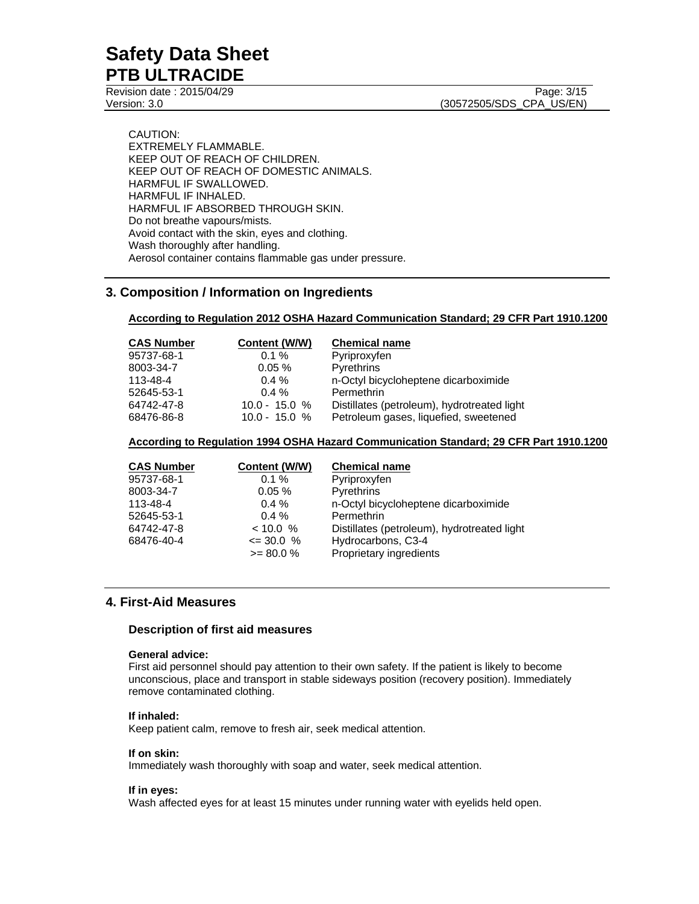CAUTION:
EXTREMELY FLAMMABLE.
KEEP OUT OF REACH OF CHILDREN.
KEEP OUT OF REACH OF DOMESTIC ANIMALS.
HARMFUL IF SWALLOWED.
HARMFUL IF INHALED.
HARMFUL IF ABSORBED THROUGH SKIN.
Do not breathe vapours/mists.
Avoid contact with the skin, eyes and clothing.
Wash thoroughly after handling.
Aerosol container contains flammable gas under pressure.

## 3. Composition / Information on Ingredients

**According to Regulation 2012 OSHA Hazard Communication Standard; 29 CFR Part 1910.1200**

| CAS Number | Content (W/W) | Chemical name |
|---|---|---|
| 95737-68-1 | 0.1 % | Pyriproxyfen |
| 8003-34-7 | 0.05 % | Pyrethrins |
| 113-48-4 | 0.4 % | n-Octyl bicycloheptene dicarboximide |
| 52645-53-1 | 0.4 % | Permethrin |
| 64742-47-8 | 10.0 - 15.0 % | Distillates (petroleum), hydrotreated light |
| 68476-86-8 | 10.0 - 15.0 % | Petroleum gases, liquefied, sweetened |

**According to Regulation 1994 OSHA Hazard Communication Standard; 29 CFR Part 1910.1200**

| CAS Number | Content (W/W) | Chemical name |
|---|---|---|
| 95737-68-1 | 0.1 % | Pyriproxyfen |
| 8003-34-7 | 0.05 % | Pyrethrins |
| 113-48-4 | 0.4 % | n-Octyl bicycloheptene dicarboximide |
| 52645-53-1 | 0.4 % | Permethrin |
| 64742-47-8 | < 10.0 % | Distillates (petroleum), hydrotreated light |
| 68476-40-4 | <= 30.0 % | Hydrocarbons, C3-4 |
| | >= 80.0 % | Proprietary ingredients |

## 4. First-Aid Measures

### Description of first aid measures

**General advice:**
First aid personnel should pay attention to their own safety. If the patient is likely to become unconscious, place and transport in stable sideways position (recovery position). Immediately remove contaminated clothing.

**If inhaled:**
Keep patient calm, remove to fresh air, seek medical attention.

**If on skin:**
Immediately wash thoroughly with soap and water, seek medical attention.

**If in eyes:**
Wash affected eyes for at least 15 minutes under running water with eyelids held open.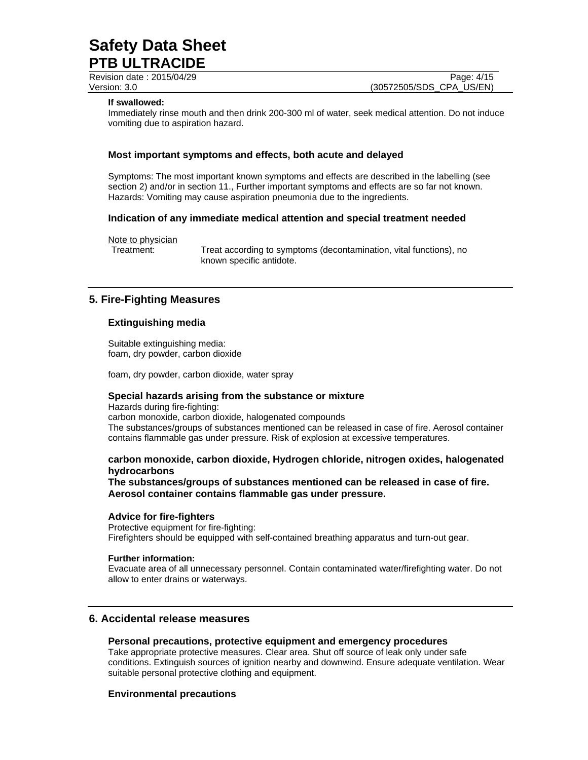**If swallowed:**

Immediately rinse mouth and then drink 200-300 ml of water, seek medical attention. Do not induce vomiting due to aspiration hazard.

### Most important symptoms and effects, both acute and delayed

Symptoms: The most important known symptoms and effects are described in the labelling (see section 2) and/or in section 11., Further important symptoms and effects are so far not known.
Hazards: Vomiting may cause aspiration pneumonia due to the ingredients.

### Indication of any immediate medical attention and special treatment needed

Note to physician

Treatment: Treat according to symptoms (decontamination, vital functions), no known specific antidote.

## 5. Fire-Fighting Measures

### Extinguishing media

Suitable extinguishing media:
foam, dry powder, carbon dioxide

foam, dry powder, carbon dioxide, water spray

### Special hazards arising from the substance or mixture

Hazards during fire-fighting:
carbon monoxide, carbon dioxide, halogenated compounds
The substances/groups of substances mentioned can be released in case of fire. Aerosol container contains flammable gas under pressure. Risk of explosion at excessive temperatures.

**carbon monoxide, carbon dioxide, Hydrogen chloride, nitrogen oxides, halogenated hydrocarbons**
**The substances/groups of substances mentioned can be released in case of fire. Aerosol container contains flammable gas under pressure.**

### Advice for fire-fighters

Protective equipment for fire-fighting:
Firefighters should be equipped with self-contained breathing apparatus and turn-out gear.

**Further information:**

Evacuate area of all unnecessary personnel. Contain contaminated water/firefighting water. Do not allow to enter drains or waterways.

## 6. Accidental release measures

### Personal precautions, protective equipment and emergency procedures

Take appropriate protective measures. Clear area. Shut off source of leak only under safe conditions. Extinguish sources of ignition nearby and downwind. Ensure adequate ventilation. Wear suitable personal protective clothing and equipment.

### Environmental precautions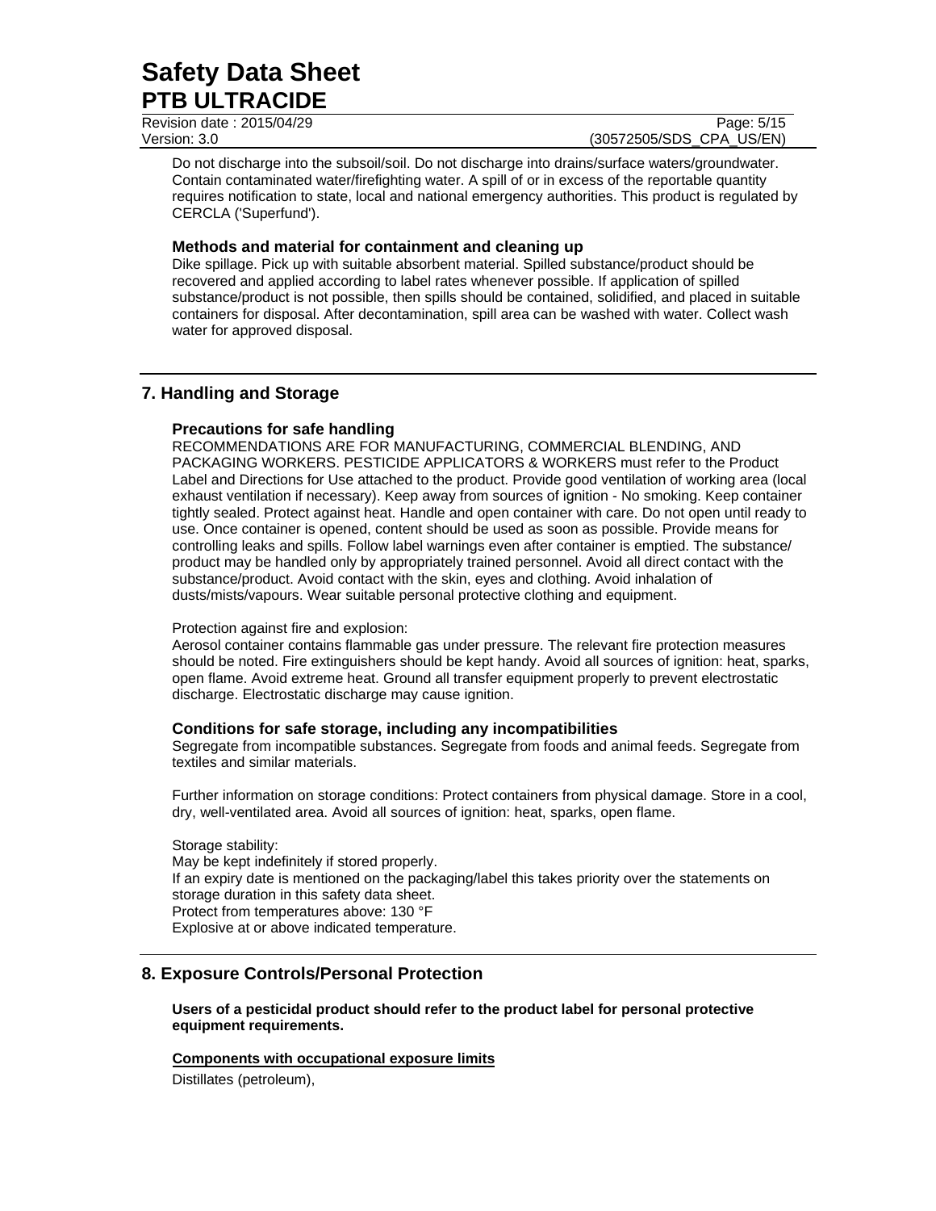Do not discharge into the subsoil/soil. Do not discharge into drains/surface waters/groundwater. Contain contaminated water/firefighting water. A spill of or in excess of the reportable quantity requires notification to state, local and national emergency authorities. This product is regulated by CERCLA ('Superfund').

### Methods and material for containment and cleaning up

Dike spillage. Pick up with suitable absorbent material. Spilled substance/product should be recovered and applied according to label rates whenever possible. If application of spilled substance/product is not possible, then spills should be contained, solidified, and placed in suitable containers for disposal. After decontamination, spill area can be washed with water. Collect wash water for approved disposal.

## 7. Handling and Storage

### Precautions for safe handling

RECOMMENDATIONS ARE FOR MANUFACTURING, COMMERCIAL BLENDING, AND PACKAGING WORKERS. PESTICIDE APPLICATORS & WORKERS must refer to the Product Label and Directions for Use attached to the product. Provide good ventilation of working area (local exhaust ventilation if necessary). Keep away from sources of ignition - No smoking. Keep container tightly sealed. Protect against heat. Handle and open container with care. Do not open until ready to use. Once container is opened, content should be used as soon as possible. Provide means for controlling leaks and spills. Follow label warnings even after container is emptied. The substance/ product may be handled only by appropriately trained personnel. Avoid all direct contact with the substance/product. Avoid contact with the skin, eyes and clothing. Avoid inhalation of dusts/mists/vapours. Wear suitable personal protective clothing and equipment.

Protection against fire and explosion:

Aerosol container contains flammable gas under pressure. The relevant fire protection measures should be noted. Fire extinguishers should be kept handy. Avoid all sources of ignition: heat, sparks, open flame. Avoid extreme heat. Ground all transfer equipment properly to prevent electrostatic discharge. Electrostatic discharge may cause ignition.

### Conditions for safe storage, including any incompatibilities

Segregate from incompatible substances. Segregate from foods and animal feeds. Segregate from textiles and similar materials.

Further information on storage conditions: Protect containers from physical damage. Store in a cool, dry, well-ventilated area. Avoid all sources of ignition: heat, sparks, open flame.

Storage stability:
May be kept indefinitely if stored properly.
If an expiry date is mentioned on the packaging/label this takes priority over the statements on storage duration in this safety data sheet.
Protect from temperatures above: 130 °F
Explosive at or above indicated temperature.

## 8. Exposure Controls/Personal Protection

**Users of a pesticidal product should refer to the product label for personal protective equipment requirements.**

**Components with occupational exposure limits**

Distillates (petroleum),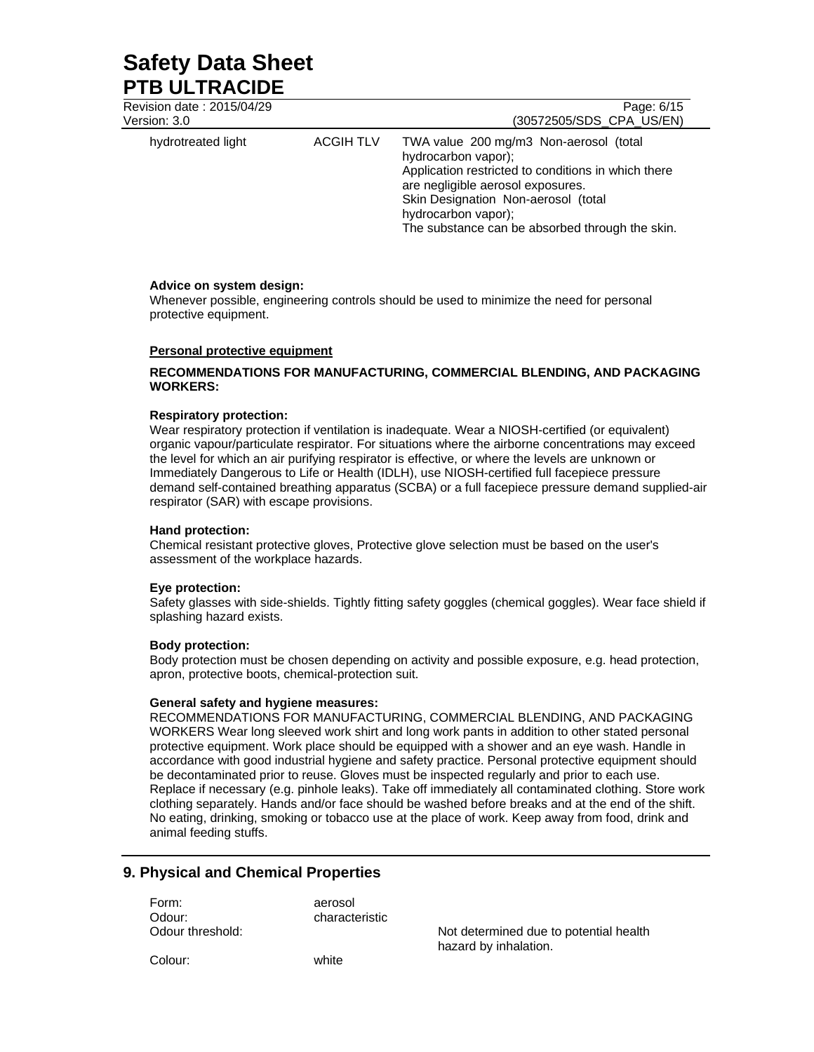| | | |
|---|---|---|
| hydrotreated light | ACGIH TLV | TWA value 200 mg/m3 Non-aerosol (total hydrocarbon vapor); Application restricted to conditions in which there are negligible aerosol exposures. Skin Designation Non-aerosol (total hydrocarbon vapor); The substance can be absorbed through the skin. |

**Advice on system design:**
Whenever possible, engineering controls should be used to minimize the need for personal protective equipment.

**Personal protective equipment**

**RECOMMENDATIONS FOR MANUFACTURING, COMMERCIAL BLENDING, AND PACKAGING WORKERS:**

**Respiratory protection:**
Wear respiratory protection if ventilation is inadequate. Wear a NIOSH-certified (or equivalent) organic vapour/particulate respirator. For situations where the airborne concentrations may exceed the level for which an air purifying respirator is effective, or where the levels are unknown or Immediately Dangerous to Life or Health (IDLH), use NIOSH-certified full facepiece pressure demand self-contained breathing apparatus (SCBA) or a full facepiece pressure demand supplied-air respirator (SAR) with escape provisions.

**Hand protection:**
Chemical resistant protective gloves, Protective glove selection must be based on the user's assessment of the workplace hazards.

**Eye protection:**
Safety glasses with side-shields. Tightly fitting safety goggles (chemical goggles). Wear face shield if splashing hazard exists.

**Body protection:**
Body protection must be chosen depending on activity and possible exposure, e.g. head protection, apron, protective boots, chemical-protection suit.

**General safety and hygiene measures:**
RECOMMENDATIONS FOR MANUFACTURING, COMMERCIAL BLENDING, AND PACKAGING WORKERS Wear long sleeved work shirt and long work pants in addition to other stated personal protective equipment. Work place should be equipped with a shower and an eye wash. Handle in accordance with good industrial hygiene and safety practice. Personal protective equipment should be decontaminated prior to reuse. Gloves must be inspected regularly and prior to each use. Replace if necessary (e.g. pinhole leaks). Take off immediately all contaminated clothing. Store work clothing separately. Hands and/or face should be washed before breaks and at the end of the shift. No eating, drinking, smoking or tobacco use at the place of work. Keep away from food, drink and animal feeding stuffs.

## 9. Physical and Chemical Properties

| | | |
|---|---|---|
| Form: | aerosol | |
| Odour: | characteristic | |
| Odour threshold: | | Not determined due to potential health hazard by inhalation. |
| Colour: | white | |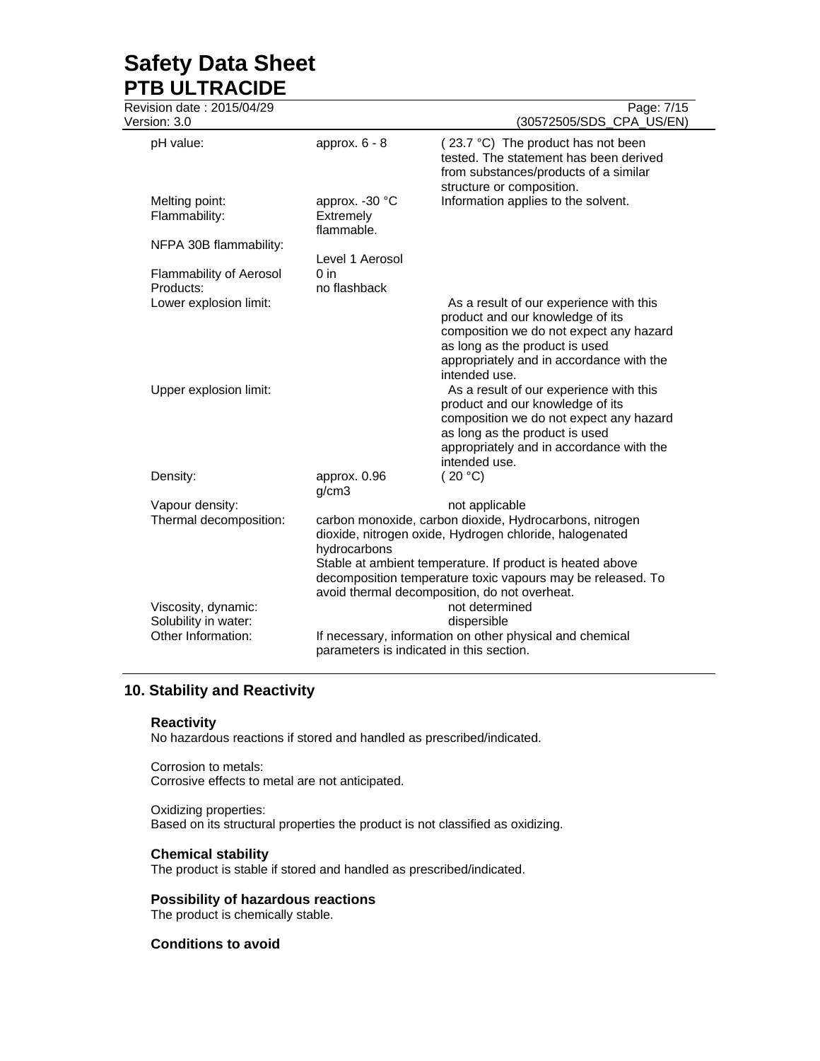| | | |
|---|---|---|
| pH value: | approx. 6 - 8 | ( 23.7 °C) The product has not been tested. The statement has been derived from substances/products of a similar structure or composition. |
| Melting point: | approx. -30 °C | Information applies to the solvent. |
| Flammability: | Extremely flammable. | |
| NFPA 30B flammability: | Level 1 Aerosol | |
| Flammability of Aerosol Products: | 0 in no flashback | |
| Lower explosion limit: | | As a result of our experience with this product and our knowledge of its composition we do not expect any hazard as long as the product is used appropriately and in accordance with the intended use. |
| Upper explosion limit: | | As a result of our experience with this product and our knowledge of its composition we do not expect any hazard as long as the product is used appropriately and in accordance with the intended use. |
| Density: | approx. 0.96 g/cm3 | ( 20 °C) |
| Vapour density: | | not applicable |
| Thermal decomposition: | carbon monoxide, carbon dioxide, Hydrocarbons, nitrogen dioxide, nitrogen oxide, Hydrogen chloride, halogenated hydrocarbons<br>Stable at ambient temperature. If product is heated above decomposition temperature toxic vapours may be released. To avoid thermal decomposition, do not overheat. | |
| Viscosity, dynamic: | | not determined |
| Solubility in water: | | dispersible |
| Other Information: | If necessary, information on other physical and chemical parameters is indicated in this section. | |

## 10. Stability and Reactivity

### Reactivity

No hazardous reactions if stored and handled as prescribed/indicated.

Corrosion to metals:
Corrosive effects to metal are not anticipated.

Oxidizing properties:
Based on its structural properties the product is not classified as oxidizing.

### Chemical stability

The product is stable if stored and handled as prescribed/indicated.

### Possibility of hazardous reactions

The product is chemically stable.

### Conditions to avoid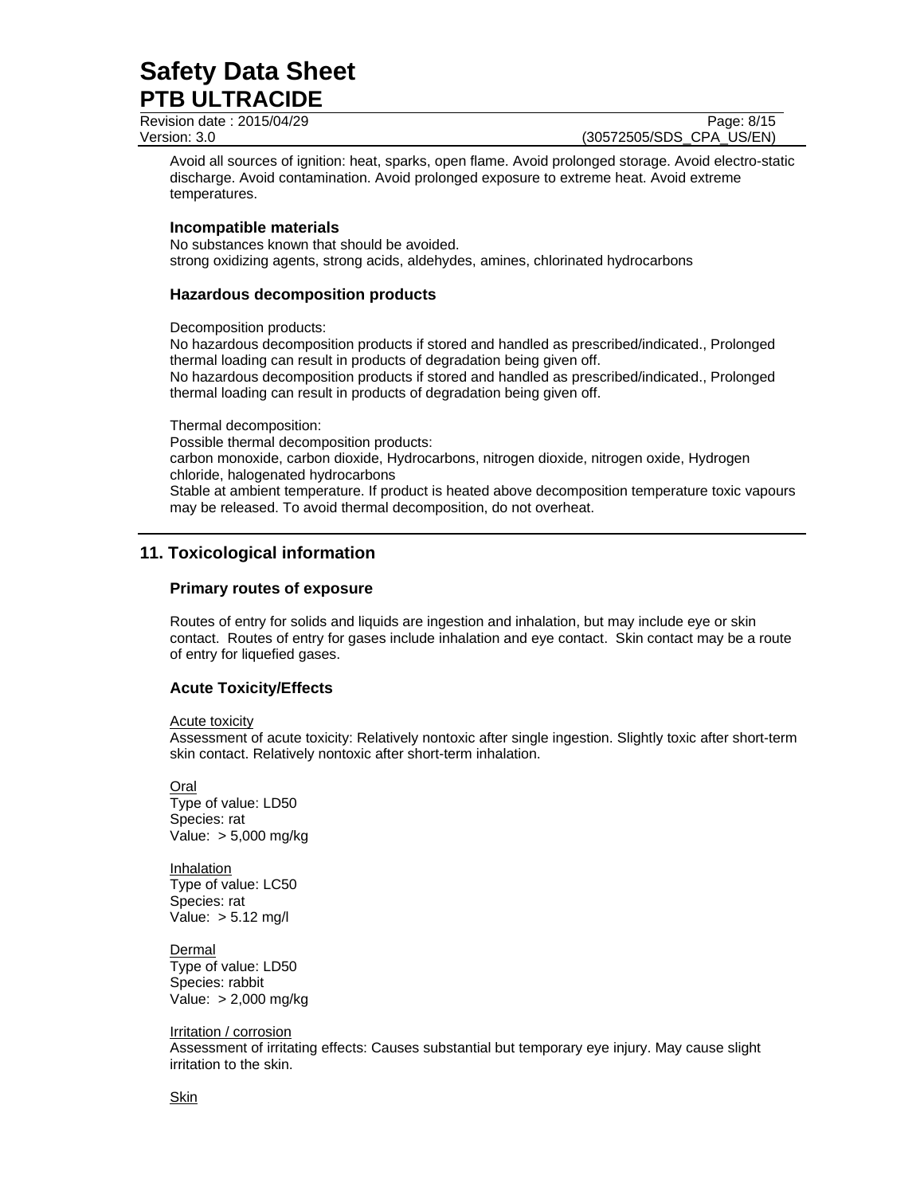Avoid all sources of ignition: heat, sparks, open flame. Avoid prolonged storage. Avoid electro-static discharge. Avoid contamination. Avoid prolonged exposure to extreme heat. Avoid extreme temperatures.

### Incompatible materials

No substances known that should be avoided.
strong oxidizing agents, strong acids, aldehydes, amines, chlorinated hydrocarbons

### Hazardous decomposition products

Decomposition products:
No hazardous decomposition products if stored and handled as prescribed/indicated., Prolonged thermal loading can result in products of degradation being given off.
No hazardous decomposition products if stored and handled as prescribed/indicated., Prolonged thermal loading can result in products of degradation being given off.

Thermal decomposition:
Possible thermal decomposition products:
carbon monoxide, carbon dioxide, Hydrocarbons, nitrogen dioxide, nitrogen oxide, Hydrogen chloride, halogenated hydrocarbons
Stable at ambient temperature. If product is heated above decomposition temperature toxic vapours may be released. To avoid thermal decomposition, do not overheat.

## 11. Toxicological information

### Primary routes of exposure

Routes of entry for solids and liquids are ingestion and inhalation, but may include eye or skin contact. Routes of entry for gases include inhalation and eye contact. Skin contact may be a route of entry for liquefied gases.

### Acute Toxicity/Effects

Acute toxicity
Assessment of acute toxicity: Relatively nontoxic after single ingestion. Slightly toxic after short-term skin contact. Relatively nontoxic after short-term inhalation.

Oral
Type of value: LD50
Species: rat
Value: > 5,000 mg/kg

Inhalation
Type of value: LC50
Species: rat
Value: > 5.12 mg/l

Dermal
Type of value: LD50
Species: rabbit
Value: > 2,000 mg/kg

Irritation / corrosion
Assessment of irritating effects: Causes substantial but temporary eye injury. May cause slight irritation to the skin.

Skin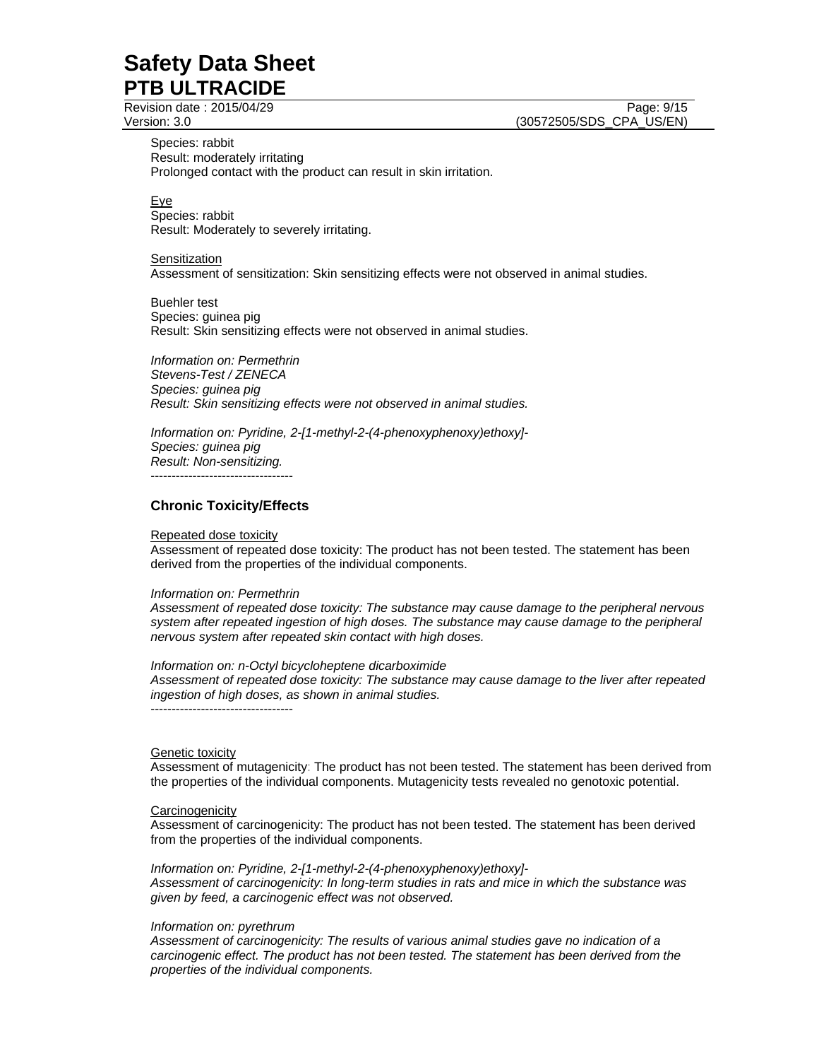Species: rabbit
Result: moderately irritating
Prolonged contact with the product can result in skin irritation.

Eye
Species: rabbit
Result: Moderately to severely irritating.

Sensitization
Assessment of sensitization: Skin sensitizing effects were not observed in animal studies.

Buehler test
Species: guinea pig
Result: Skin sensitizing effects were not observed in animal studies.

*Information on: Permethrin*
*Stevens-Test / ZENECA*
*Species: guinea pig*
*Result: Skin sensitizing effects were not observed in animal studies.*

*Information on: Pyridine, 2-[1-methyl-2-(4-phenoxyphenoxy)ethoxy]-*
*Species: guinea pig*
*Result: Non-sensitizing.*
----------------------------------

### Chronic Toxicity/Effects

Repeated dose toxicity
Assessment of repeated dose toxicity: The product has not been tested. The statement has been derived from the properties of the individual components.

*Information on: Permethrin*
*Assessment of repeated dose toxicity: The substance may cause damage to the peripheral nervous system after repeated ingestion of high doses. The substance may cause damage to the peripheral nervous system after repeated skin contact with high doses.*

*Information on: n-Octyl bicycloheptene dicarboximide*
*Assessment of repeated dose toxicity: The substance may cause damage to the liver after repeated ingestion of high doses, as shown in animal studies.*
----------------------------------

Genetic toxicity
Assessment of mutagenicity: The product has not been tested. The statement has been derived from the properties of the individual components. Mutagenicity tests revealed no genotoxic potential.

Carcinogenicity
Assessment of carcinogenicity: The product has not been tested. The statement has been derived from the properties of the individual components.

*Information on: Pyridine, 2-[1-methyl-2-(4-phenoxyphenoxy)ethoxy]-*
*Assessment of carcinogenicity: In long-term studies in rats and mice in which the substance was given by feed, a carcinogenic effect was not observed.*

*Information on: pyrethrum*
*Assessment of carcinogenicity: The results of various animal studies gave no indication of a carcinogenic effect. The product has not been tested. The statement has been derived from the properties of the individual components.*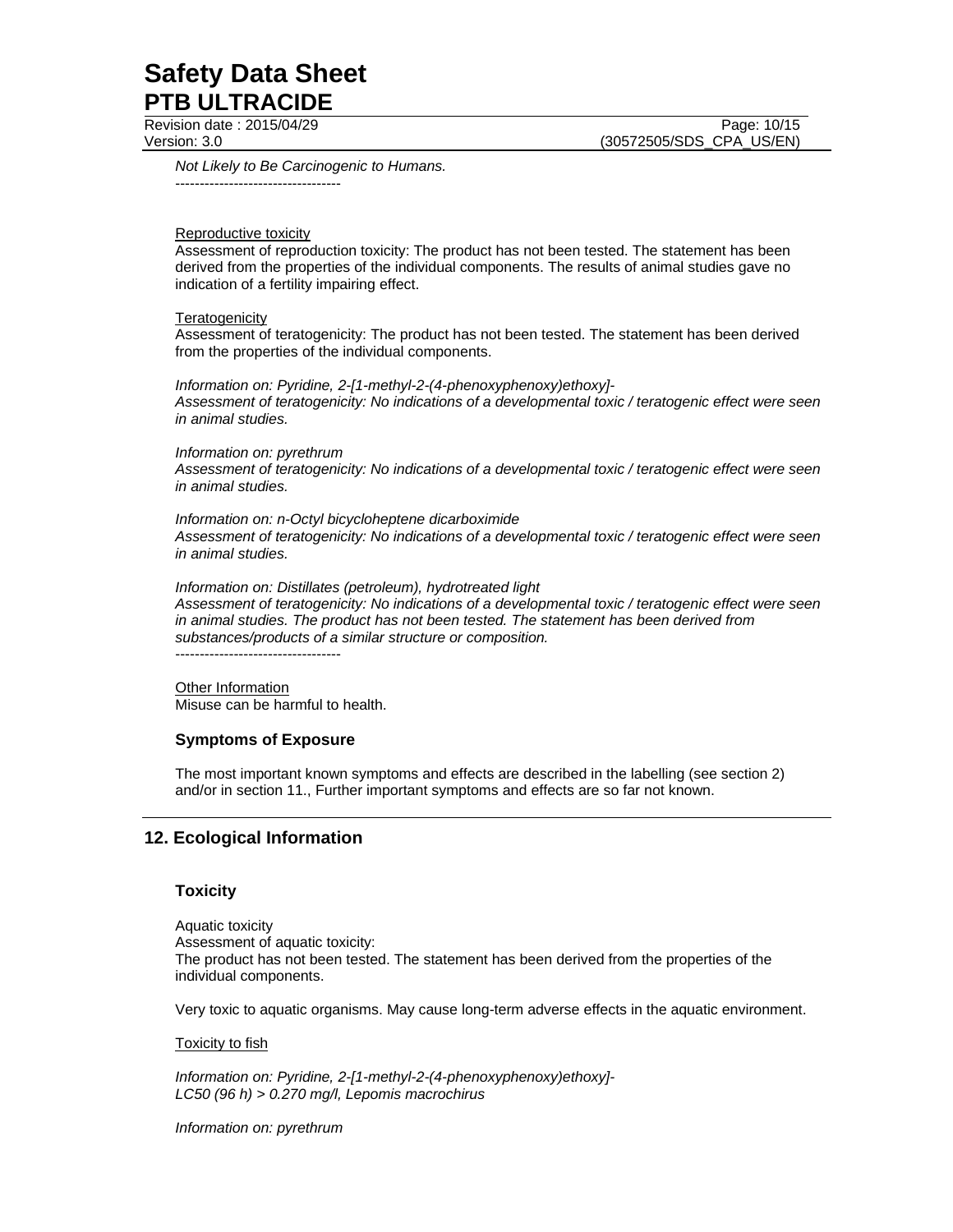*Not Likely to Be Carcinogenic to Humans.*

----------------------------------

Reproductive toxicity

Assessment of reproduction toxicity: The product has not been tested. The statement has been derived from the properties of the individual components. The results of animal studies gave no indication of a fertility impairing effect.

Teratogenicity

Assessment of teratogenicity: The product has not been tested. The statement has been derived from the properties of the individual components.

*Information on: Pyridine, 2-[1-methyl-2-(4-phenoxyphenoxy)ethoxy]-*
*Assessment of teratogenicity: No indications of a developmental toxic / teratogenic effect were seen in animal studies.*

*Information on: pyrethrum*
*Assessment of teratogenicity: No indications of a developmental toxic / teratogenic effect were seen in animal studies.*

*Information on: n-Octyl bicycloheptene dicarboximide*
*Assessment of teratogenicity: No indications of a developmental toxic / teratogenic effect were seen in animal studies.*

*Information on: Distillates (petroleum), hydrotreated light*
*Assessment of teratogenicity: No indications of a developmental toxic / teratogenic effect were seen in animal studies. The product has not been tested. The statement has been derived from substances/products of a similar structure or composition.*

----------------------------------

Other Information

Misuse can be harmful to health.

### Symptoms of Exposure

The most important known symptoms and effects are described in the labelling (see section 2) and/or in section 11., Further important symptoms and effects are so far not known.

## 12. Ecological Information

### Toxicity

Aquatic toxicity

Assessment of aquatic toxicity:

The product has not been tested. The statement has been derived from the properties of the individual components.

Very toxic to aquatic organisms. May cause long-term adverse effects in the aquatic environment.

Toxicity to fish

*Information on: Pyridine, 2-[1-methyl-2-(4-phenoxyphenoxy)ethoxy]-*
*LC50 (96 h) > 0.270 mg/l, Lepomis macrochirus*

*Information on: pyrethrum*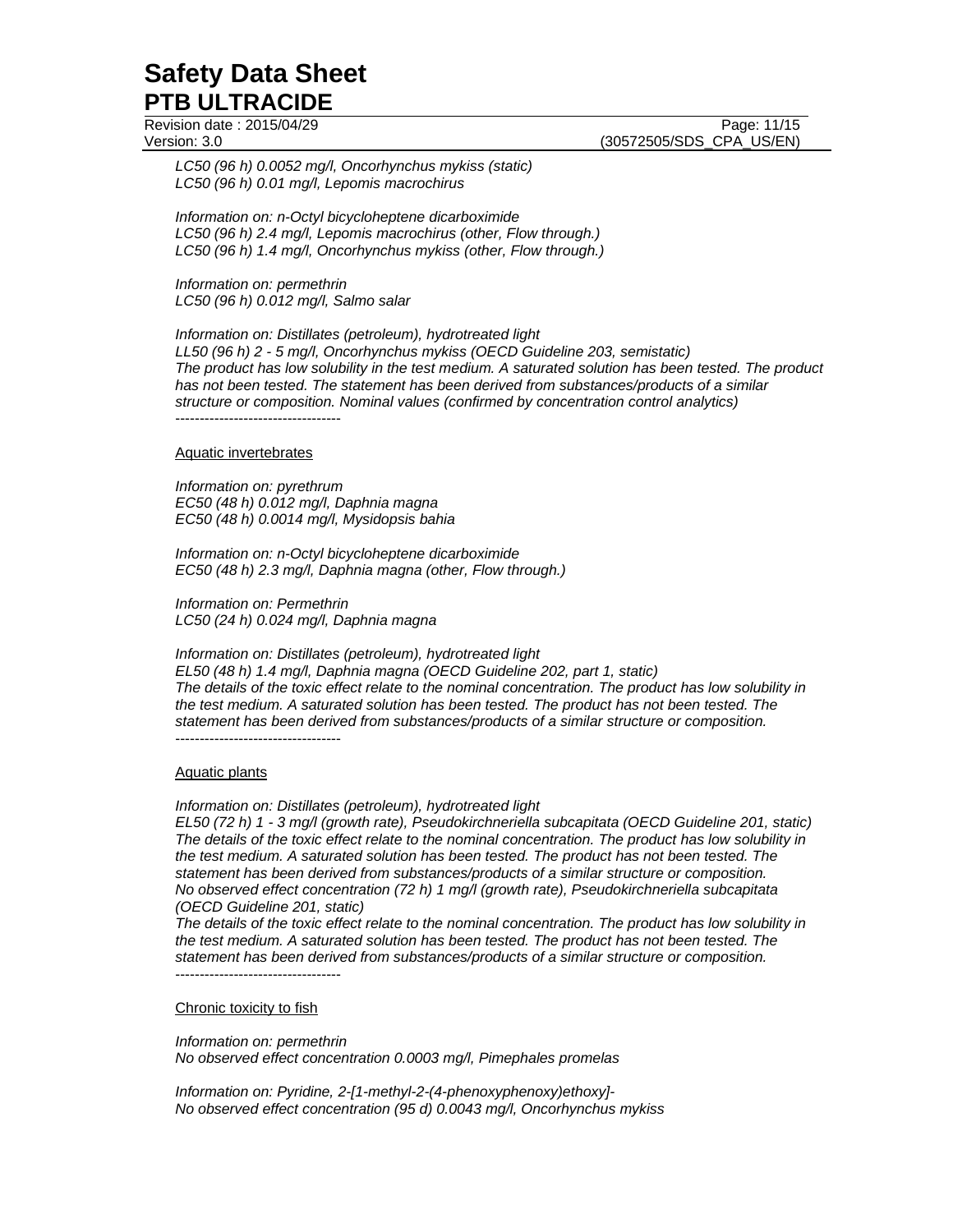*LC50 (96 h) 0.0052 mg/l, Oncorhynchus mykiss (static)*
*LC50 (96 h) 0.01 mg/l, Lepomis macrochirus*

*Information on: n-Octyl bicycloheptene dicarboximide*
*LC50 (96 h) 2.4 mg/l, Lepomis macrochirus (other, Flow through.)*
*LC50 (96 h) 1.4 mg/l, Oncorhynchus mykiss (other, Flow through.)*

*Information on: permethrin*
*LC50 (96 h) 0.012 mg/l, Salmo salar*

*Information on: Distillates (petroleum), hydrotreated light*
*LL50 (96 h) 2 - 5 mg/l, Oncorhynchus mykiss (OECD Guideline 203, semistatic)*
*The product has low solubility in the test medium. A saturated solution has been tested. The product has not been tested. The statement has been derived from substances/products of a similar structure or composition. Nominal values (confirmed by concentration control analytics)*
----------------------------------

Aquatic invertebrates

*Information on: pyrethrum*
*EC50 (48 h) 0.012 mg/l, Daphnia magna*
*EC50 (48 h) 0.0014 mg/l, Mysidopsis bahia*

*Information on: n-Octyl bicycloheptene dicarboximide*
*EC50 (48 h) 2.3 mg/l, Daphnia magna (other, Flow through.)*

*Information on: Permethrin*
*LC50 (24 h) 0.024 mg/l, Daphnia magna*

*Information on: Distillates (petroleum), hydrotreated light*
*EL50 (48 h) 1.4 mg/l, Daphnia magna (OECD Guideline 202, part 1, static)*
*The details of the toxic effect relate to the nominal concentration. The product has low solubility in the test medium. A saturated solution has been tested. The product has not been tested. The statement has been derived from substances/products of a similar structure or composition.*
----------------------------------

Aquatic plants

*Information on: Distillates (petroleum), hydrotreated light*
*EL50 (72 h) 1 - 3 mg/l (growth rate), Pseudokirchneriella subcapitata (OECD Guideline 201, static)*
*The details of the toxic effect relate to the nominal concentration. The product has low solubility in the test medium. A saturated solution has been tested. The product has not been tested. The statement has been derived from substances/products of a similar structure or composition.*
*No observed effect concentration (72 h) 1 mg/l (growth rate), Pseudokirchneriella subcapitata (OECD Guideline 201, static)*
*The details of the toxic effect relate to the nominal concentration. The product has low solubility in the test medium. A saturated solution has been tested. The product has not been tested. The statement has been derived from substances/products of a similar structure or composition.*
----------------------------------

Chronic toxicity to fish

*Information on: permethrin*
*No observed effect concentration 0.0003 mg/l, Pimephales promelas*

*Information on: Pyridine, 2-[1-methyl-2-(4-phenoxyphenoxy)ethoxy]-*
*No observed effect concentration (95 d) 0.0043 mg/l, Oncorhynchus mykiss*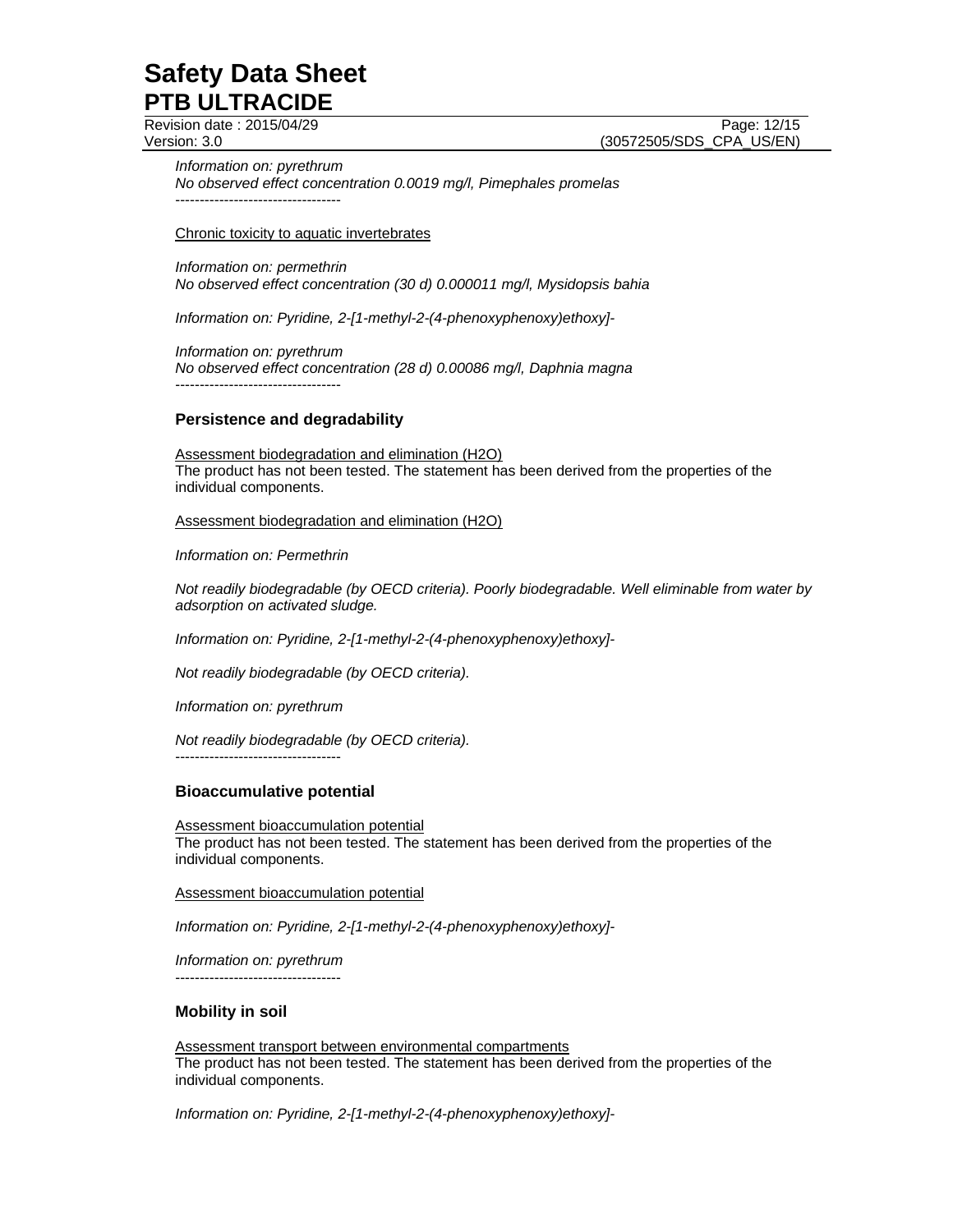*Information on: pyrethrum*
*No observed effect concentration 0.0019 mg/l, Pimephales promelas*
----------------------------------

Chronic toxicity to aquatic invertebrates

*Information on: permethrin*
*No observed effect concentration (30 d) 0.000011 mg/l, Mysidopsis bahia*

*Information on: Pyridine, 2-[1-methyl-2-(4-phenoxyphenoxy)ethoxy]-*

*Information on: pyrethrum*
*No observed effect concentration (28 d) 0.00086 mg/l, Daphnia magna*
----------------------------------

### Persistence and degradability

Assessment biodegradation and elimination ($H_2O$)
The product has not been tested. The statement has been derived from the properties of the individual components.

Assessment biodegradation and elimination ($H_2O$)

*Information on: Permethrin*

*Not readily biodegradable (by OECD criteria). Poorly biodegradable. Well eliminable from water by adsorption on activated sludge.*

*Information on: Pyridine, 2-[1-methyl-2-(4-phenoxyphenoxy)ethoxy]-*

*Not readily biodegradable (by OECD criteria).*

*Information on: pyrethrum*

*Not readily biodegradable (by OECD criteria).*
----------------------------------

### Bioaccumulative potential

Assessment bioaccumulation potential
The product has not been tested. The statement has been derived from the properties of the individual components.

Assessment bioaccumulation potential

*Information on: Pyridine, 2-[1-methyl-2-(4-phenoxyphenoxy)ethoxy]-*

*Information on: pyrethrum*
----------------------------------

### Mobility in soil

Assessment transport between environmental compartments
The product has not been tested. The statement has been derived from the properties of the individual components.

*Information on: Pyridine, 2-[1-methyl-2-(4-phenoxyphenoxy)ethoxy]-*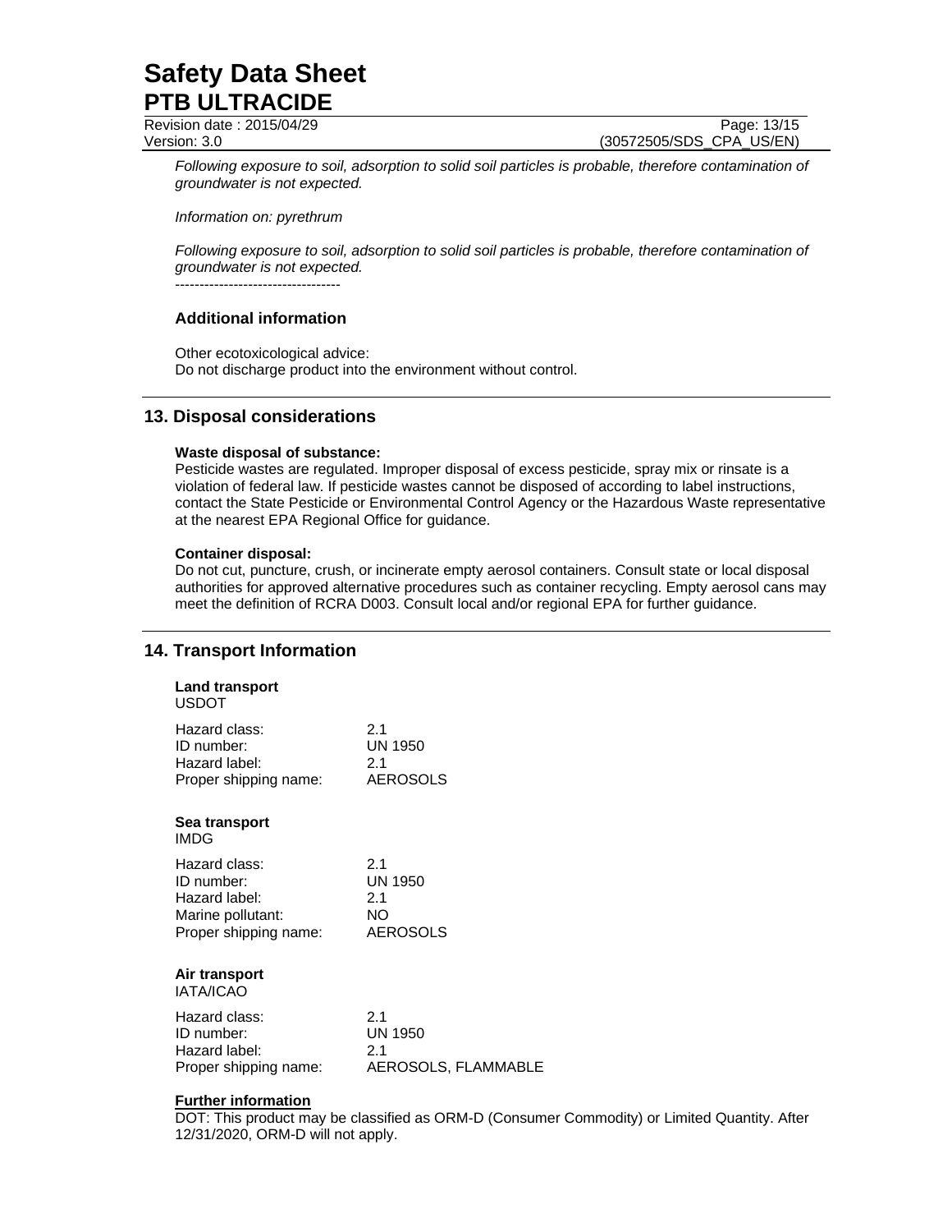*Following exposure to soil, adsorption to solid soil particles is probable, therefore contamination of groundwater is not expected.*

*Information on: pyrethrum*

*Following exposure to soil, adsorption to solid soil particles is probable, therefore contamination of groundwater is not expected.*

----------------------------------

### Additional information

Other ecotoxicological advice:
Do not discharge product into the environment without control.

## 13. Disposal considerations

**Waste disposal of substance:**
Pesticide wastes are regulated. Improper disposal of excess pesticide, spray mix or rinsate is a violation of federal law. If pesticide wastes cannot be disposed of according to label instructions, contact the State Pesticide or Environmental Control Agency or the Hazardous Waste representative at the nearest EPA Regional Office for guidance.

**Container disposal:**
Do not cut, puncture, crush, or incinerate empty aerosol containers. Consult state or local disposal authorities for approved alternative procedures such as container recycling. Empty aerosol cans may meet the definition of RCRA D003. Consult local and/or regional EPA for further guidance.

## 14. Transport Information

**Land transport**
USDOT

| | |
|---|---|
| Hazard class: | 2.1 |
| ID number: | UN 1950 |
| Hazard label: | 2.1 |
| Proper shipping name: | AEROSOLS |

**Sea transport**
IMDG

| | |
|---|---|
| Hazard class: | 2.1 |
| ID number: | UN 1950 |
| Hazard label: | 2.1 |
| Marine pollutant: | NO |
| Proper shipping name: | AEROSOLS |

**Air transport**
IATA/ICAO

| | |
|---|---|
| Hazard class: | 2.1 |
| ID number: | UN 1950 |
| Hazard label: | 2.1 |
| Proper shipping name: | AEROSOLS, FLAMMABLE |

**Further information**
DOT: This product may be classified as ORM-D (Consumer Commodity) or Limited Quantity. After 12/31/2020, ORM-D will not apply.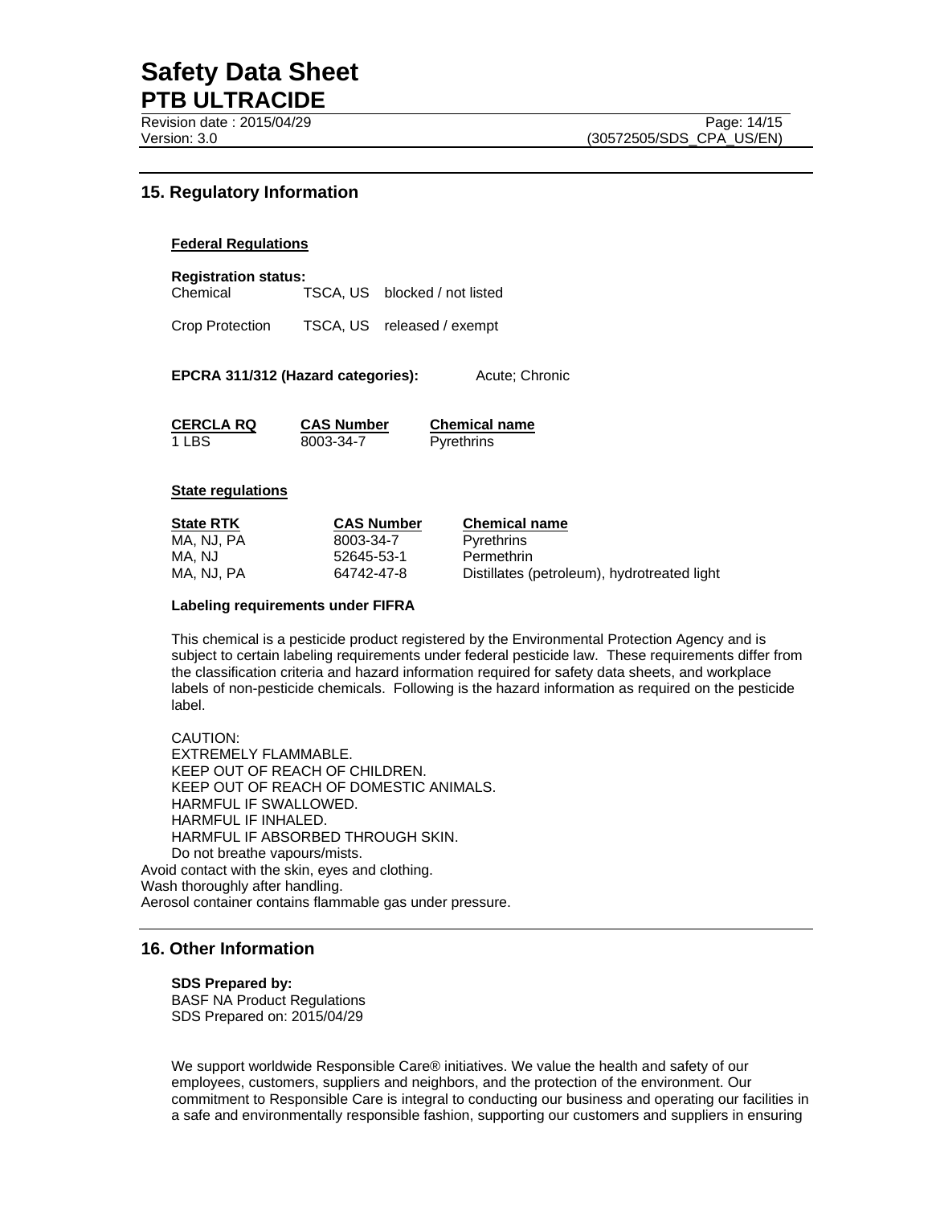## 15. Regulatory Information

**Federal Regulations**

**Registration status:**

| | | |
|---|---|---|
| Chemical | TSCA, US | blocked / not listed |
| Crop Protection | TSCA, US | released / exempt |

**EPCRA 311/312 (Hazard categories):** Acute; Chronic

| CERCLA RQ | CAS Number | Chemical name |
|---|---|---|
| 1 LBS | 8003-34-7 | Pyrethrins |

**State regulations**

| State RTK | CAS Number | Chemical name |
|---|---|---|
| MA, NJ, PA | 8003-34-7 | Pyrethrins |
| MA, NJ | 52645-53-1 | Permethrin |
| MA, NJ, PA | 64742-47-8 | Distillates (petroleum), hydrotreated light |

**Labeling requirements under FIFRA**

This chemical is a pesticide product registered by the Environmental Protection Agency and is subject to certain labeling requirements under federal pesticide law. These requirements differ from the classification criteria and hazard information required for safety data sheets, and workplace labels of non-pesticide chemicals. Following is the hazard information as required on the pesticide label.

CAUTION:
EXTREMELY FLAMMABLE.
KEEP OUT OF REACH OF CHILDREN.
KEEP OUT OF REACH OF DOMESTIC ANIMALS.
HARMFUL IF SWALLOWED.
HARMFUL IF INHALED.
HARMFUL IF ABSORBED THROUGH SKIN.
Do not breathe vapours/mists.
Avoid contact with the skin, eyes and clothing.
Wash thoroughly after handling.
Aerosol container contains flammable gas under pressure.

## 16. Other Information

**SDS Prepared by:**
BASF NA Product Regulations
SDS Prepared on: 2015/04/29

We support worldwide Responsible Care® initiatives. We value the health and safety of our employees, customers, suppliers and neighbors, and the protection of the environment. Our commitment to Responsible Care is integral to conducting our business and operating our facilities in a safe and environmentally responsible fashion, supporting our customers and suppliers in ensuring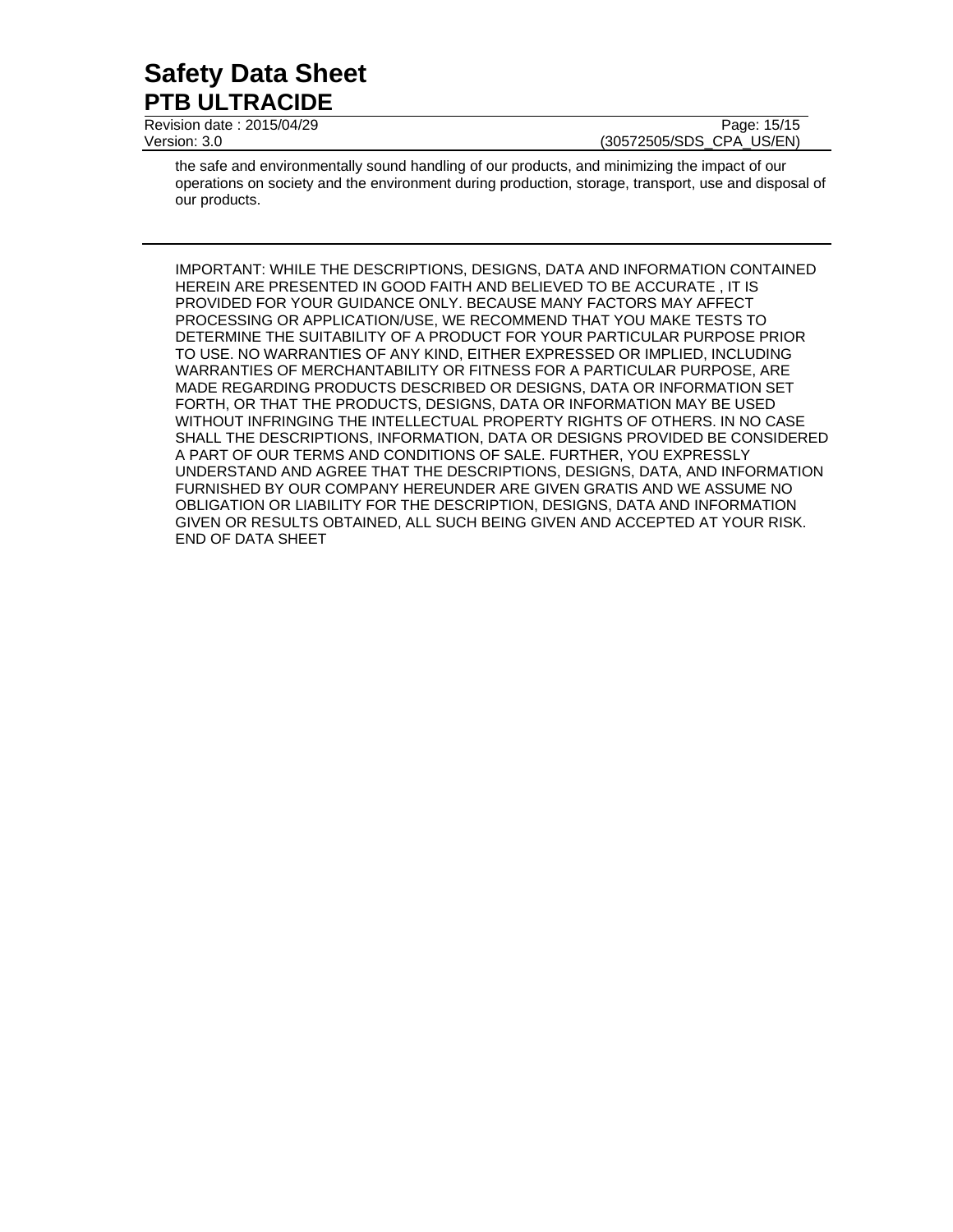the safe and environmentally sound handling of our products, and minimizing the impact of our operations on society and the environment during production, storage, transport, use and disposal of our products.

---

IMPORTANT: WHILE THE DESCRIPTIONS, DESIGNS, DATA AND INFORMATION CONTAINED HEREIN ARE PRESENTED IN GOOD FAITH AND BELIEVED TO BE ACCURATE , IT IS PROVIDED FOR YOUR GUIDANCE ONLY. BECAUSE MANY FACTORS MAY AFFECT PROCESSING OR APPLICATION/USE, WE RECOMMEND THAT YOU MAKE TESTS TO DETERMINE THE SUITABILITY OF A PRODUCT FOR YOUR PARTICULAR PURPOSE PRIOR TO USE. NO WARRANTIES OF ANY KIND, EITHER EXPRESSED OR IMPLIED, INCLUDING WARRANTIES OF MERCHANTABILITY OR FITNESS FOR A PARTICULAR PURPOSE, ARE MADE REGARDING PRODUCTS DESCRIBED OR DESIGNS, DATA OR INFORMATION SET FORTH, OR THAT THE PRODUCTS, DESIGNS, DATA OR INFORMATION MAY BE USED WITHOUT INFRINGING THE INTELLECTUAL PROPERTY RIGHTS OF OTHERS. IN NO CASE SHALL THE DESCRIPTIONS, INFORMATION, DATA OR DESIGNS PROVIDED BE CONSIDERED A PART OF OUR TERMS AND CONDITIONS OF SALE. FURTHER, YOU EXPRESSLY UNDERSTAND AND AGREE THAT THE DESCRIPTIONS, DESIGNS, DATA, AND INFORMATION FURNISHED BY OUR COMPANY HEREUNDER ARE GIVEN GRATIS AND WE ASSUME NO OBLIGATION OR LIABILITY FOR THE DESCRIPTION, DESIGNS, DATA AND INFORMATION GIVEN OR RESULTS OBTAINED, ALL SUCH BEING GIVEN AND ACCEPTED AT YOUR RISK.
END OF DATA SHEET